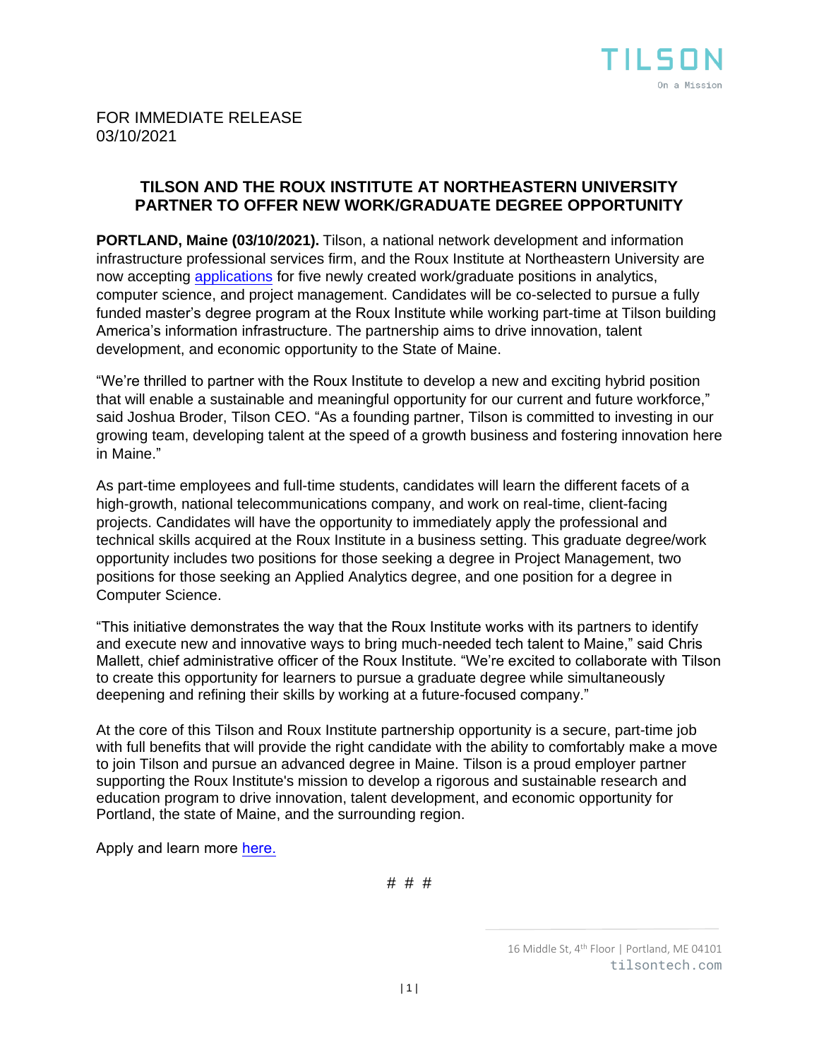TILSON

On a Mission

FOR IMMEDIATE RELEASE
03/10/2021

# TILSON AND THE ROUX INSTITUTE AT NORTHEASTERN UNIVERSITY PARTNER TO OFFER NEW WORK/GRADUATE DEGREE OPPORTUNITY

**PORTLAND, Maine (03/10/2021).** Tilson, a national network development and information infrastructure professional services firm, and the Roux Institute at Northeastern University are now accepting applications for five newly created work/graduate positions in analytics, computer science, and project management. Candidates will be co-selected to pursue a fully funded master's degree program at the Roux Institute while working part-time at Tilson building America's information infrastructure. The partnership aims to drive innovation, talent development, and economic opportunity to the State of Maine.

"We're thrilled to partner with the Roux Institute to develop a new and exciting hybrid position that will enable a sustainable and meaningful opportunity for our current and future workforce," said Joshua Broder, Tilson CEO. "As a founding partner, Tilson is committed to investing in our growing team, developing talent at the speed of a growth business and fostering innovation here in Maine."

As part-time employees and full-time students, candidates will learn the different facets of a high-growth, national telecommunications company, and work on real-time, client-facing projects. Candidates will have the opportunity to immediately apply the professional and technical skills acquired at the Roux Institute in a business setting. This graduate degree/work opportunity includes two positions for those seeking a degree in Project Management, two positions for those seeking an Applied Analytics degree, and one position for a degree in Computer Science.

"This initiative demonstrates the way that the Roux Institute works with its partners to identify and execute new and innovative ways to bring much-needed tech talent to Maine," said Chris Mallett, chief administrative officer of the Roux Institute. "We're excited to collaborate with Tilson to create this opportunity for learners to pursue a graduate degree while simultaneously deepening and refining their skills by working at a future-focused company."

At the core of this Tilson and Roux Institute partnership opportunity is a secure, part-time job with full benefits that will provide the right candidate with the ability to comfortably make a move to join Tilson and pursue an advanced degree in Maine. Tilson is a proud employer partner supporting the Roux Institute's mission to develop a rigorous and sustainable research and education program to drive innovation, talent development, and economic opportunity for Portland, the state of Maine, and the surrounding region.

Apply and learn more here.

# # #

16 Middle St, 4th Floor | Portland, ME 04101
tilsontech.com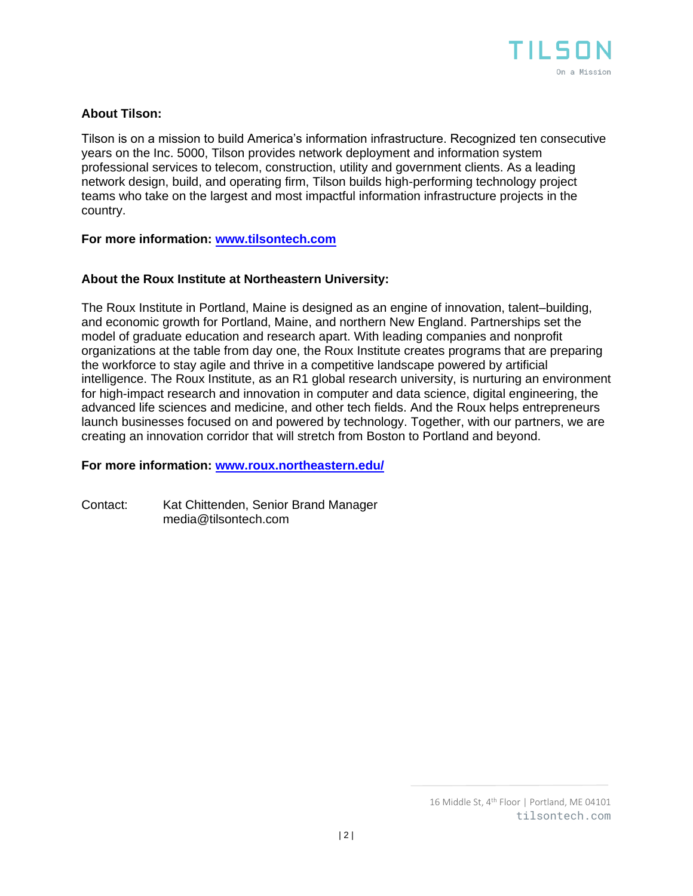**About Tilson:**

Tilson is on a mission to build America's information infrastructure. Recognized ten consecutive years on the Inc. 5000, Tilson provides network deployment and information system professional services to telecom, construction, utility and government clients. As a leading network design, build, and operating firm, Tilson builds high-performing technology project teams who take on the largest and most impactful information infrastructure projects in the country.

**For more information: [www.tilsontech.com](http://www.tilsontech.com)**

**About the Roux Institute at Northeastern University:**

The Roux Institute in Portland, Maine is designed as an engine of innovation, talent–building, and economic growth for Portland, Maine, and northern New England. Partnerships set the model of graduate education and research apart. With leading companies and nonprofit organizations at the table from day one, the Roux Institute creates programs that are preparing the workforce to stay agile and thrive in a competitive landscape powered by artificial intelligence. The Roux Institute, as an R1 global research university, is nurturing an environment for high-impact research and innovation in computer and data science, digital engineering, the advanced life sciences and medicine, and other tech fields. And the Roux helps entrepreneurs launch businesses focused on and powered by technology. Together, with our partners, we are creating an innovation corridor that will stretch from Boston to Portland and beyond.

**For more information: [www.roux.northeastern.edu/](http://www.roux.northeastern.edu/)**

Contact: Kat Chittenden, Senior Brand Manager
media@tilsontech.com